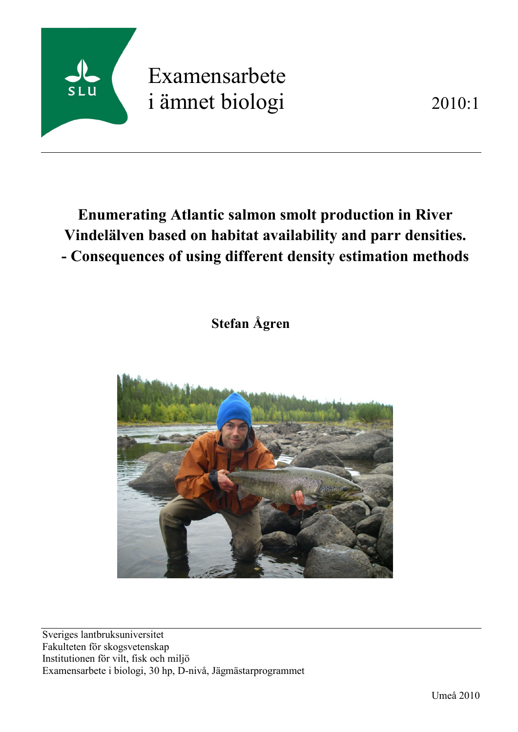SLU

Examensarbete
i ämnet biologi

2010:1

# Enumerating Atlantic salmon smolt production in River Vindelälven based on habitat availability and parr densities. - Consequences of using different density estimation methods

**Stefan Ågren**

Sveriges lantbruksuniversitet
Fakulteten för skogsvetenskap
Institutionen för vilt, fisk och miljö
Examensarbete i biologi, 30 hp, D-nivå, Jägmästarprogrammet

Umeå 2010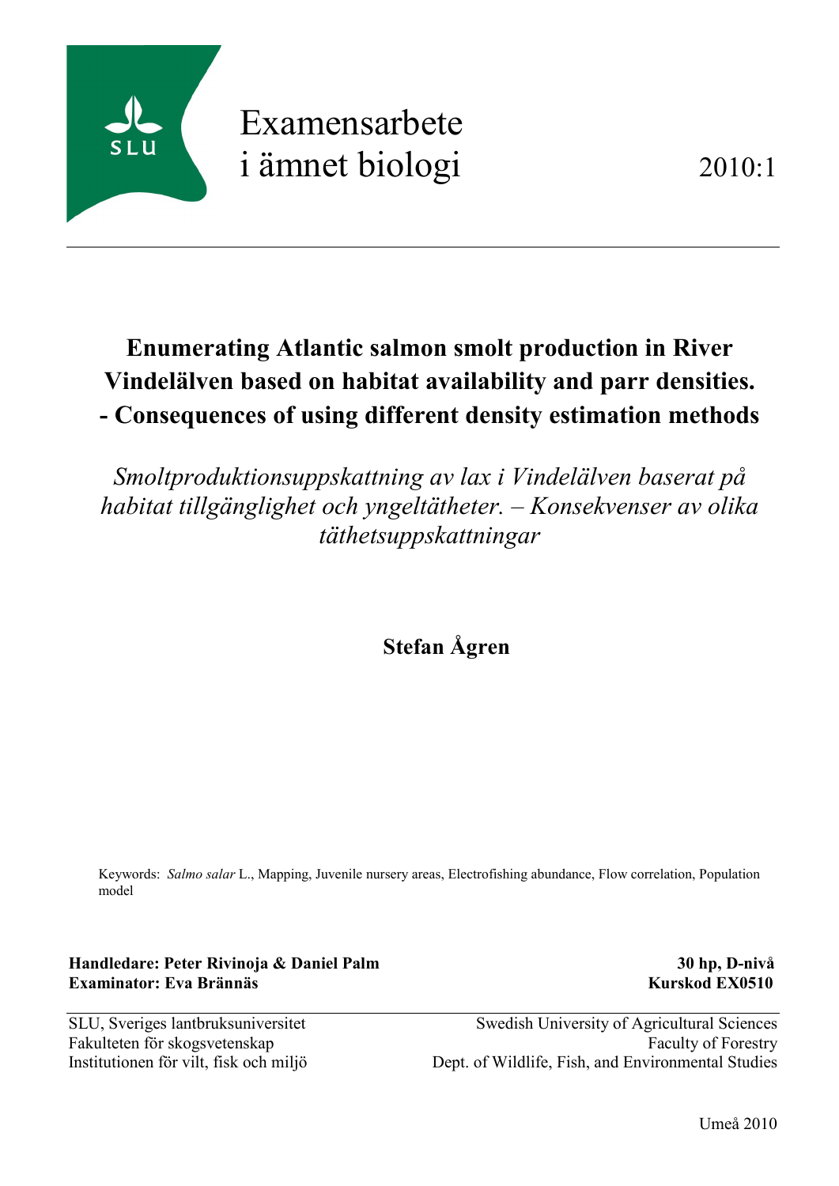Examensarbete i ämnet biologi

2010:1

---

# Enumerating Atlantic salmon smolt production in River Vindelälven based on habitat availability and parr densities. - Consequences of using different density estimation methods

*Smoltproduktionsuppskattning av lax i Vindelälven baserat på habitat tillgänglighet och yngeltätheter. – Konsekvenser av olika täthetsuppskattningar*

**Stefan Ågren**

Keywords: *Salmo salar* L., Mapping, Juvenile nursery areas, Electrofishing abundance, Flow correlation, Population model

**Handledare: Peter Rivinoja & Daniel Palm**
**Examinator: Eva Brännäs**

**30 hp, D-nivå**
**Kurskod EX0510**

SLU, Sveriges lantbruksuniversitet
Fakulteten för skogsvetenskap
Institutionen för vilt, fisk och miljö

Swedish University of Agricultural Sciences
Faculty of Forestry
Dept. of Wildlife, Fish, and Environmental Studies

Umeå 2010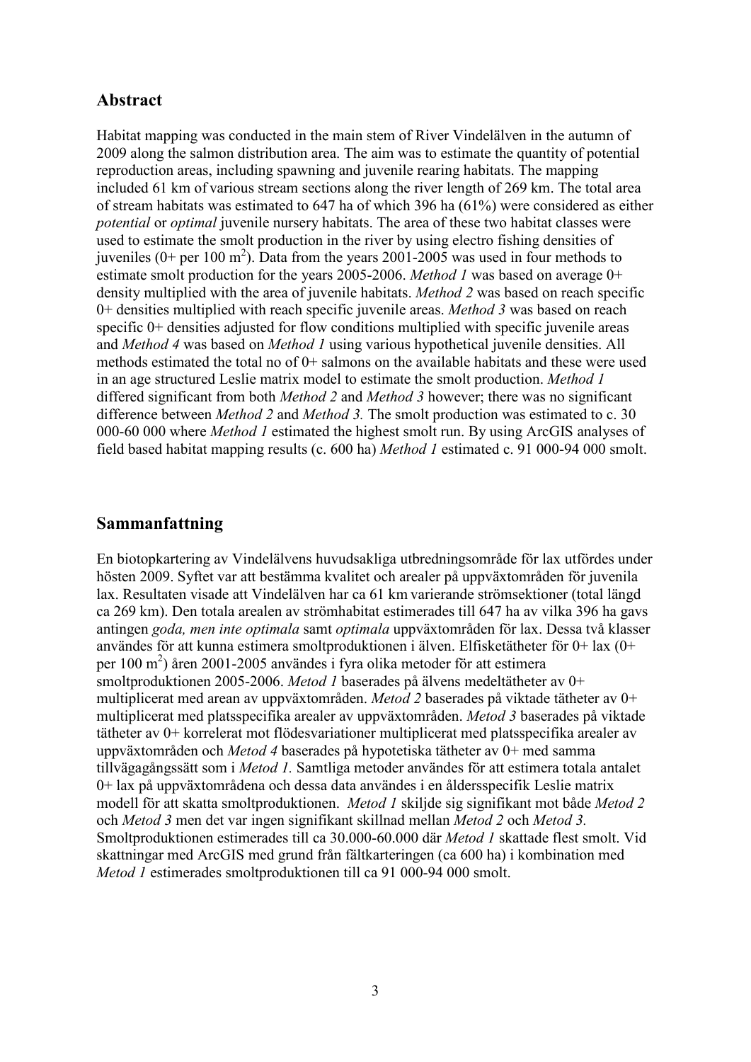## Abstract

Habitat mapping was conducted in the main stem of River Vindelälven in the autumn of 2009 along the salmon distribution area. The aim was to estimate the quantity of potential reproduction areas, including spawning and juvenile rearing habitats. The mapping included 61 km of various stream sections along the river length of 269 km. The total area of stream habitats was estimated to 647 ha of which 396 ha (61%) were considered as either *potential* or *optimal* juvenile nursery habitats. The area of these two habitat classes were used to estimate the smolt production in the river by using electro fishing densities of juveniles (0+ per 100 $m^2$). Data from the years 2001-2005 was used in four methods to estimate smolt production for the years 2005-2006. *Method 1* was based on average 0+ density multiplied with the area of juvenile habitats. *Method 2* was based on reach specific 0+ densities multiplied with reach specific juvenile areas. *Method 3* was based on reach specific 0+ densities adjusted for flow conditions multiplied with specific juvenile areas and *Method 4* was based on *Method 1* using various hypothetical juvenile densities. All methods estimated the total no of 0+ salmons on the available habitats and these were used in an age structured Leslie matrix model to estimate the smolt production. *Method 1* differed significant from both *Method 2* and *Method 3* however; there was no significant difference between *Method 2* and *Method 3.* The smolt production was estimated to c. 30 000-60 000 where *Method 1* estimated the highest smolt run. By using ArcGIS analyses of field based habitat mapping results (c. 600 ha) *Method 1* estimated c. 91 000-94 000 smolt.

## Sammanfattning

En biotopkartering av Vindelälvens huvudsakliga utbredningsområde för lax utfördes under hösten 2009. Syftet var att bestämma kvalitet och arealer på uppväxtområden för juvenila lax. Resultaten visade att Vindelälven har ca 61 km varierande strömsektioner (total längd ca 269 km). Den totala arealen av strömhabitat estimerades till 647 ha av vilka 396 ha gavs antingen *goda, men inte optimala* samt *optimala* uppväxtområden för lax. Dessa två klasser användes för att kunna estimera smoltproduktionen i älven. Elfisketätheter för 0+ lax (0+ per 100 $m^2$) åren 2001-2005 användes i fyra olika metoder för att estimera smoltproduktionen 2005-2006. *Metod 1* baserades på älvens medeltätheter av 0+ multiplicerat med arean av uppväxtområden. *Metod 2* baserades på viktade tätheter av 0+ multiplicerat med platsspecifika arealer av uppväxtområden. *Metod 3* baserades på viktade tätheter av 0+ korrelerat mot flödesvariationer multiplicerat med platsspecifika arealer av uppväxtområden och *Metod 4* baserades på hypotetiska tätheter av 0+ med samma tillvägagångssätt som i *Metod 1.* Samtliga metoder användes för att estimera totala antalet 0+ lax på uppväxtområdena och dessa data användes i en åldersspecifik Leslie matrix modell för att skatta smoltproduktionen. *Metod 1* skiljde sig signifikant mot både *Metod 2* och *Metod 3* men det var ingen signifikant skillnad mellan *Metod 2* och *Metod 3.* Smoltproduktionen estimerades till ca 30.000-60.000 där *Metod 1* skattade flest smolt. Vid skattningar med ArcGIS med grund från fältkarteringen (ca 600 ha) i kombination med *Metod 1* estimerades smoltproduktionen till ca 91 000-94 000 smolt.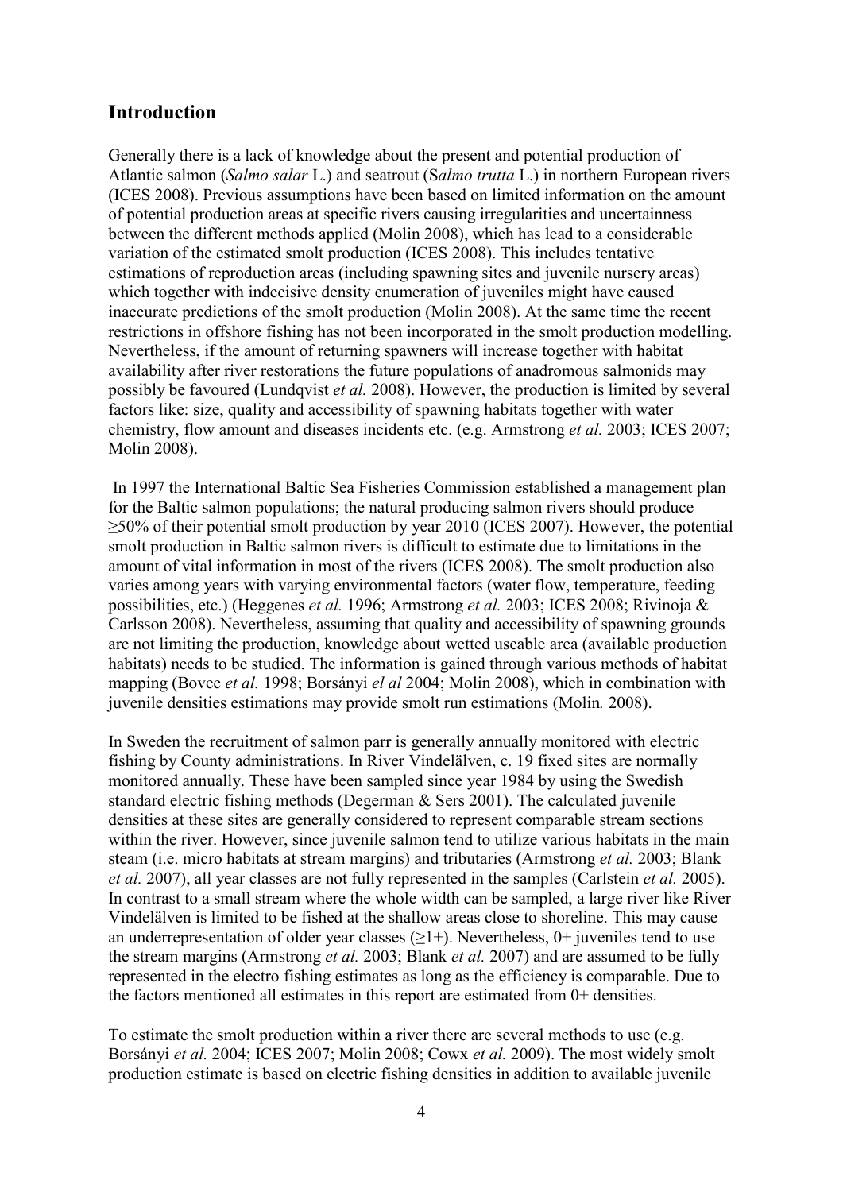## Introduction

Generally there is a lack of knowledge about the present and potential production of Atlantic salmon (*Salmo salar* L.) and seatrout (S*almo trutta* L.) in northern European rivers (ICES 2008). Previous assumptions have been based on limited information on the amount of potential production areas at specific rivers causing irregularities and uncertainness between the different methods applied (Molin 2008), which has lead to a considerable variation of the estimated smolt production (ICES 2008). This includes tentative estimations of reproduction areas (including spawning sites and juvenile nursery areas) which together with indecisive density enumeration of juveniles might have caused inaccurate predictions of the smolt production (Molin 2008). At the same time the recent restrictions in offshore fishing has not been incorporated in the smolt production modelling. Nevertheless, if the amount of returning spawners will increase together with habitat availability after river restorations the future populations of anadromous salmonids may possibly be favoured (Lundqvist *et al.* 2008). However, the production is limited by several factors like: size, quality and accessibility of spawning habitats together with water chemistry, flow amount and diseases incidents etc. (e.g. Armstrong *et al.* 2003; ICES 2007; Molin 2008).

In 1997 the International Baltic Sea Fisheries Commission established a management plan for the Baltic salmon populations; the natural producing salmon rivers should produce ≥50% of their potential smolt production by year 2010 (ICES 2007). However, the potential smolt production in Baltic salmon rivers is difficult to estimate due to limitations in the amount of vital information in most of the rivers (ICES 2008). The smolt production also varies among years with varying environmental factors (water flow, temperature, feeding possibilities, etc.) (Heggenes *et al.* 1996; Armstrong *et al.* 2003; ICES 2008; Rivinoja & Carlsson 2008). Nevertheless, assuming that quality and accessibility of spawning grounds are not limiting the production, knowledge about wetted useable area (available production habitats) needs to be studied. The information is gained through various methods of habitat mapping (Bovee *et al.* 1998; Borsányi *el al* 2004; Molin 2008), which in combination with juvenile densities estimations may provide smolt run estimations (Molin*.* 2008).

In Sweden the recruitment of salmon parr is generally annually monitored with electric fishing by County administrations. In River Vindelälven, c. 19 fixed sites are normally monitored annually. These have been sampled since year 1984 by using the Swedish standard electric fishing methods (Degerman & Sers 2001). The calculated juvenile densities at these sites are generally considered to represent comparable stream sections within the river. However, since juvenile salmon tend to utilize various habitats in the main steam (i.e. micro habitats at stream margins) and tributaries (Armstrong *et al.* 2003; Blank *et al.* 2007), all year classes are not fully represented in the samples (Carlstein *et al.* 2005). In contrast to a small stream where the whole width can be sampled, a large river like River Vindelälven is limited to be fished at the shallow areas close to shoreline. This may cause an underrepresentation of older year classes (≥1+). Nevertheless, 0+ juveniles tend to use the stream margins (Armstrong *et al.* 2003; Blank *et al.* 2007) and are assumed to be fully represented in the electro fishing estimates as long as the efficiency is comparable. Due to the factors mentioned all estimates in this report are estimated from 0+ densities.

To estimate the smolt production within a river there are several methods to use (e.g. Borsányi *et al.* 2004; ICES 2007; Molin 2008; Cowx *et al.* 2009). The most widely smolt production estimate is based on electric fishing densities in addition to available juvenile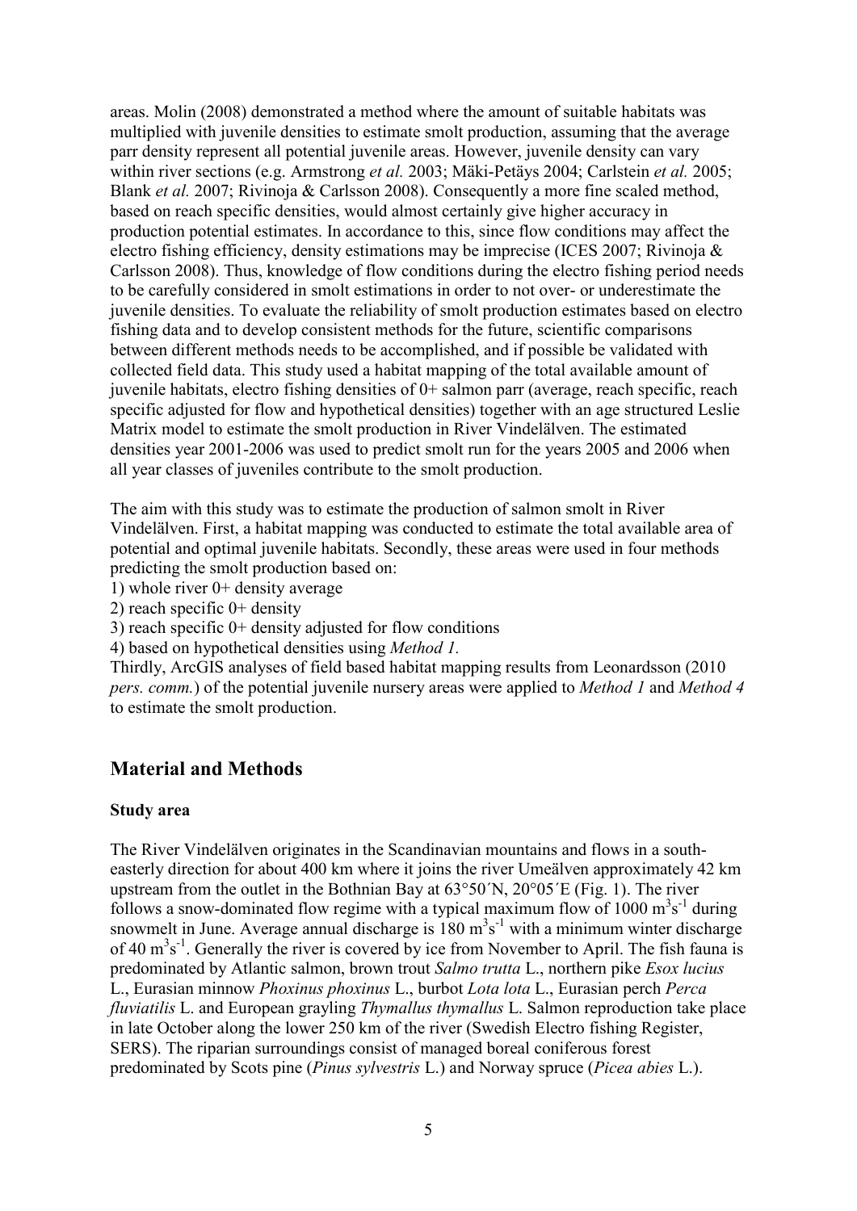areas. Molin (2008) demonstrated a method where the amount of suitable habitats was multiplied with juvenile densities to estimate smolt production, assuming that the average parr density represent all potential juvenile areas. However, juvenile density can vary within river sections (e.g. Armstrong *et al.* 2003; Mäki-Petäys 2004; Carlstein *et al.* 2005; Blank *et al.* 2007; Rivinoja & Carlsson 2008). Consequently a more fine scaled method, based on reach specific densities, would almost certainly give higher accuracy in production potential estimates. In accordance to this, since flow conditions may affect the electro fishing efficiency, density estimations may be imprecise (ICES 2007; Rivinoja & Carlsson 2008). Thus, knowledge of flow conditions during the electro fishing period needs to be carefully considered in smolt estimations in order to not over- or underestimate the juvenile densities. To evaluate the reliability of smolt production estimates based on electro fishing data and to develop consistent methods for the future, scientific comparisons between different methods needs to be accomplished, and if possible be validated with collected field data. This study used a habitat mapping of the total available amount of juvenile habitats, electro fishing densities of 0+ salmon parr (average, reach specific, reach specific adjusted for flow and hypothetical densities) together with an age structured Leslie Matrix model to estimate the smolt production in River Vindelälven. The estimated densities year 2001-2006 was used to predict smolt run for the years 2005 and 2006 when all year classes of juveniles contribute to the smolt production.

The aim with this study was to estimate the production of salmon smolt in River Vindelälven. First, a habitat mapping was conducted to estimate the total available area of potential and optimal juvenile habitats. Secondly, these areas were used in four methods predicting the smolt production based on:

1) whole river 0+ density average
2) reach specific 0+ density
3) reach specific 0+ density adjusted for flow conditions
4) based on hypothetical densities using *Method 1*.

Thirdly, ArcGIS analyses of field based habitat mapping results from Leonardsson (2010 *pers. comm.*) of the potential juvenile nursery areas were applied to *Method 1* and *Method 4* to estimate the smolt production.

## Material and Methods

### Study area

The River Vindelälven originates in the Scandinavian mountains and flows in a south-easterly direction for about 400 km where it joins the river Umeälven approximately 42 km upstream from the outlet in the Bothnian Bay at 63°50´N, 20°05´E (Fig. 1). The river follows a snow-dominated flow regime with a typical maximum flow of 1000 $m^3s^{-1}$ during snowmelt in June. Average annual discharge is 180 $m^3s^{-1}$ with a minimum winter discharge of 40 $m^3s^{-1}$. Generally the river is covered by ice from November to April. The fish fauna is predominated by Atlantic salmon, brown trout *Salmo trutta* L., northern pike *Esox lucius* L., Eurasian minnow *Phoxinus phoxinus* L., burbot *Lota lota* L., Eurasian perch *Perca fluviatilis* L. and European grayling *Thymallus thymallus* L. Salmon reproduction take place in late October along the lower 250 km of the river (Swedish Electro fishing Register, SERS). The riparian surroundings consist of managed boreal coniferous forest predominated by Scots pine (*Pinus sylvestris* L.) and Norway spruce (*Picea abies* L.).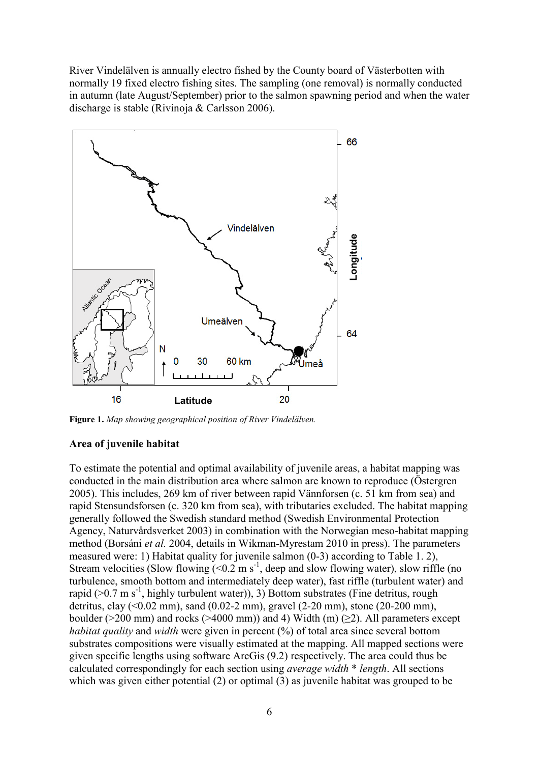River Vindelälven is annually electro fished by the County board of Västerbotten with normally 19 fixed electro fishing sites. The sampling (one removal) is normally conducted in autumn (late August/September) prior to the salmon spawning period and when the water discharge is stable (Rivinoja & Carlsson 2006).

**Figure 1.** *Map showing geographical position of River Vindelälven.*

### Area of juvenile habitat

To estimate the potential and optimal availability of juvenile areas, a habitat mapping was conducted in the main distribution area where salmon are known to reproduce (Östergren 2005). This includes, 269 km of river between rapid Vännforsen (c. 51 km from sea) and rapid Stensundsforsen (c. 320 km from sea), with tributaries excluded. The habitat mapping generally followed the Swedish standard method (Swedish Environmental Protection Agency, Naturvårdsverket 2003) in combination with the Norwegian meso-habitat mapping method (Borsáni *et al.* 2004, details in Wikman-Myrestam 2010 in press). The parameters measured were: 1) Habitat quality for juvenile salmon (0-3) according to Table 1. 2), Stream velocities (Slow flowing (<0.2 m $s^{-1}$, deep and slow flowing water), slow riffle (no turbulence, smooth bottom and intermediately deep water), fast riffle (turbulent water) and rapid (>0.7 m $s^{-1}$, highly turbulent water)), 3) Bottom substrates (Fine detritus, rough detritus, clay (<0.02 mm), sand (0.02-2 mm), gravel (2-20 mm), stone (20-200 mm), boulder (>200 mm) and rocks (>4000 mm)) and 4) Width (m) (≥2). All parameters except *habitat quality* and *width* were given in percent (%) of total area since several bottom substrates compositions were visually estimated at the mapping. All mapped sections were given specific lengths using software ArcGis (9.2) respectively. The area could thus be calculated correspondingly for each section using *average width* * *length*. All sections which was given either potential (2) or optimal (3) as juvenile habitat was grouped to be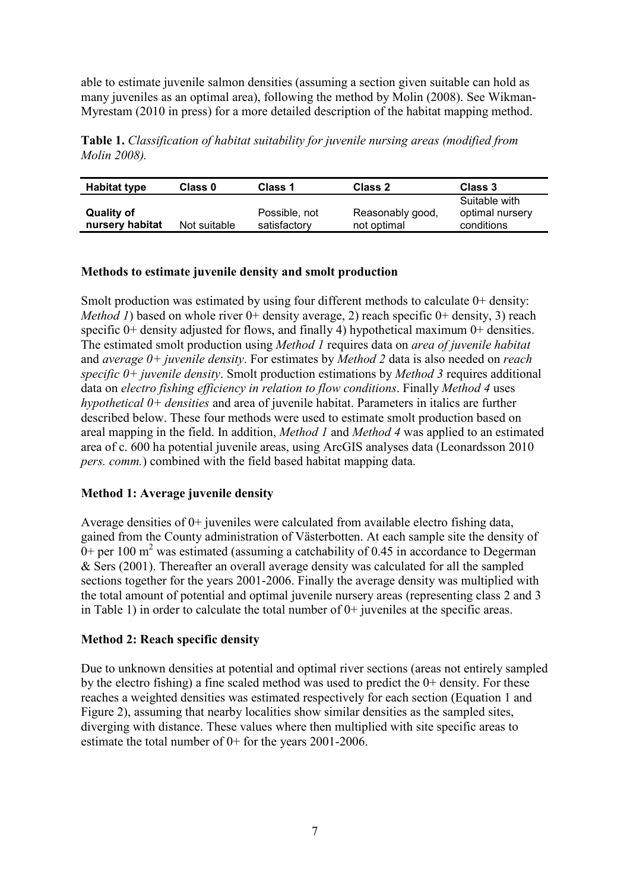able to estimate juvenile salmon densities (assuming a section given suitable can hold as many juveniles as an optimal area), following the method by Molin (2008). See Wikman-Myrestam (2010 in press) for a more detailed description of the habitat mapping method.

**Table 1.** *Classification of habitat suitability for juvenile nursing areas (modified from Molin 2008).*

| **Habitat type** | **Class 0** | **Class 1** | **Class 2** | **Class 3** |
|---|---|---|---|---|
| **Quality of nursery habitat** | Not suitable | Possible, not satisfactory | Reasonably good, not optimal | Suitable with optimal nursery conditions |

**Methods to estimate juvenile density and smolt production**

Smolt production was estimated by using four different methods to calculate 0+ density: *Method 1*) based on whole river 0+ density average, 2) reach specific 0+ density, 3) reach specific 0+ density adjusted for flows, and finally 4) hypothetical maximum 0+ densities. The estimated smolt production using *Method 1* requires data on *area of juvenile habitat* and *average 0+ juvenile density*. For estimates by *Method 2* data is also needed on *reach specific 0+ juvenile density*. Smolt production estimations by *Method 3* requires additional data on *electro fishing efficiency in relation to flow conditions*. Finally *Method 4* uses *hypothetical 0+ densities* and area of juvenile habitat. Parameters in italics are further described below. These four methods were used to estimate smolt production based on areal mapping in the field. In addition, *Method 1* and *Method 4* was applied to an estimated area of c. 600 ha potential juvenile areas, using ArcGIS analyses data (Leonardsson 2010 *pers. comm.*) combined with the field based habitat mapping data.

**Method 1: Average juvenile density**

Average densities of 0+ juveniles were calculated from available electro fishing data, gained from the County administration of Västerbotten. At each sample site the density of 0+ per 100 $m^2$ was estimated (assuming a catchability of 0.45 in accordance to Degerman & Sers (2001). Thereafter an overall average density was calculated for all the sampled sections together for the years 2001-2006. Finally the average density was multiplied with the total amount of potential and optimal juvenile nursery areas (representing class 2 and 3 in Table 1) in order to calculate the total number of 0+ juveniles at the specific areas.

**Method 2: Reach specific density**

Due to unknown densities at potential and optimal river sections (areas not entirely sampled by the electro fishing) a fine scaled method was used to predict the 0+ density. For these reaches a weighted densities was estimated respectively for each section (Equation 1 and Figure 2), assuming that nearby localities show similar densities as the sampled sites, diverging with distance. These values where then multiplied with site specific areas to estimate the total number of 0+ for the years 2001-2006.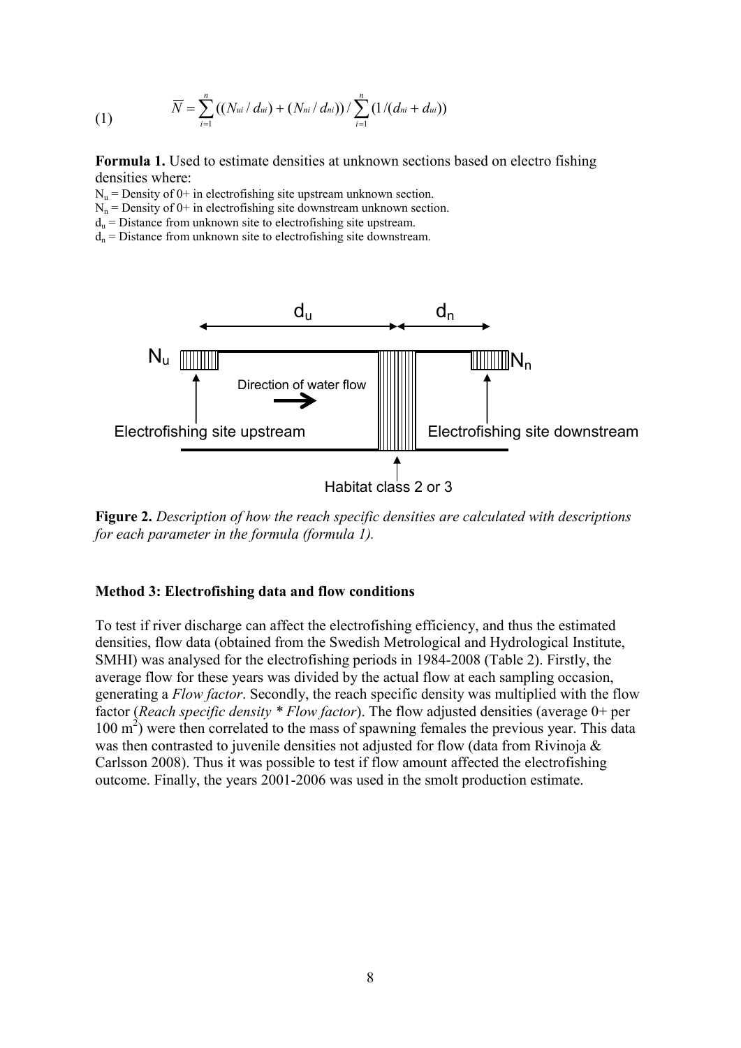$$\overline{N} = \sum_{i=1}^{n} ((N_{ui} / d_{ui}) + (N_{ni} / d_{ni})) / \sum_{i=1}^{n} (1/(d_{ni} + d_{ui})) \tag{1}$$

**Formula 1.** Used to estimate densities at unknown sections based on electro fishing densities where:

$N_u$ = Density of 0+ in electrofishing site upstream unknown section.
$N_n$ = Density of 0+ in electrofishing site downstream unknown section.
$d_u$ = Distance from unknown site to electrofishing site upstream.
$d_n$ = Distance from unknown site to electrofishing site downstream.

**Figure 2.** *Description of how the reach specific densities are calculated with descriptions for each parameter in the formula (formula 1).*

**Method 3: Electrofishing data and flow conditions**

To test if river discharge can affect the electrofishing efficiency, and thus the estimated densities, flow data (obtained from the Swedish Metrological and Hydrological Institute, SMHI) was analysed for the electrofishing periods in 1984-2008 (Table 2). Firstly, the average flow for these years was divided by the actual flow at each sampling occasion, generating a *Flow factor*. Secondly, the reach specific density was multiplied with the flow factor (*Reach specific density * Flow factor*). The flow adjusted densities (average 0+ per 100 $m^2$) were then correlated to the mass of spawning females the previous year. This data was then contrasted to juvenile densities not adjusted for flow (data from Rivinoja & Carlsson 2008). Thus it was possible to test if flow amount affected the electrofishing outcome. Finally, the years 2001-2006 was used in the smolt production estimate.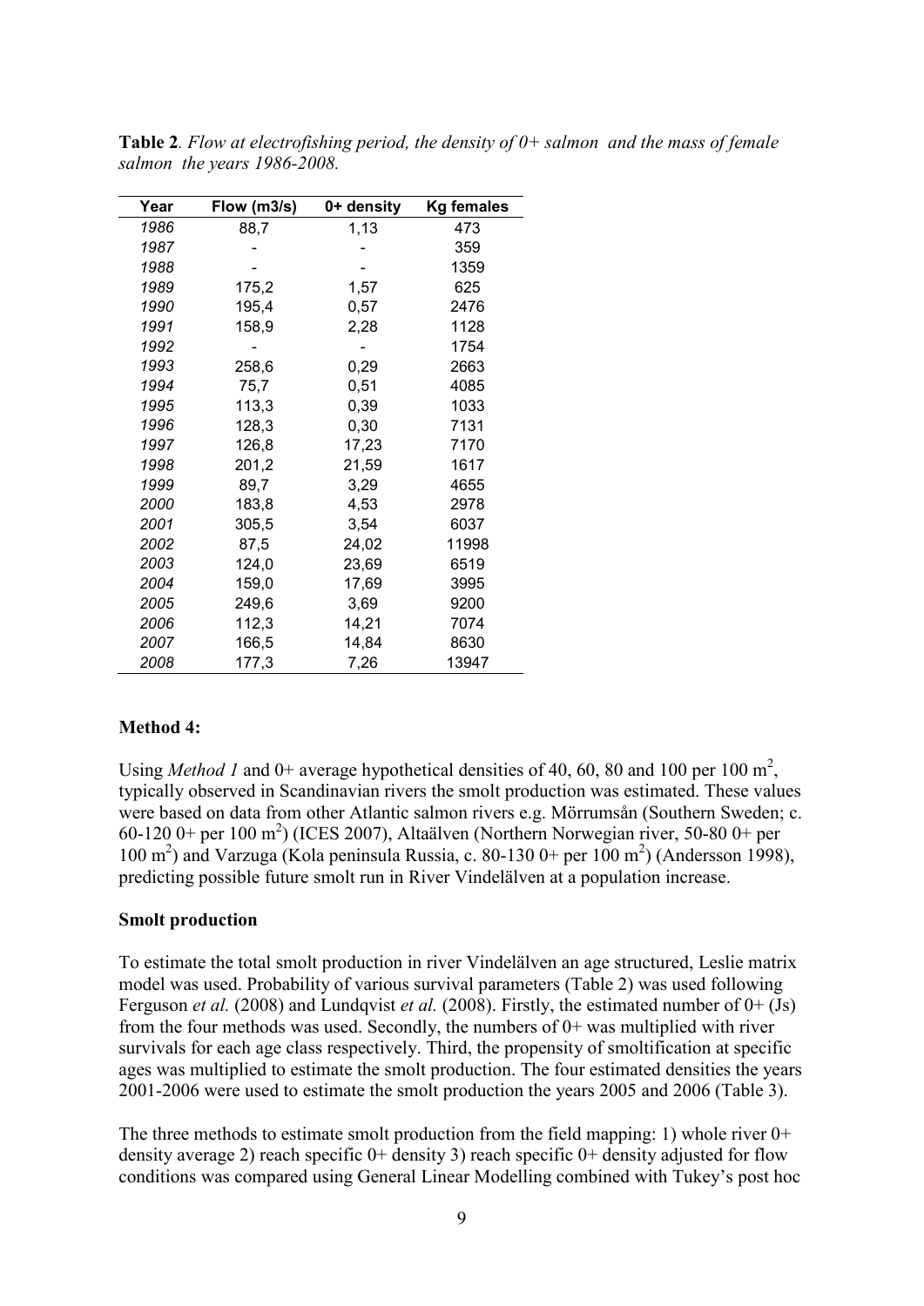**Table 2**. *Flow at electrofishing period, the density of 0+ salmon and the mass of female salmon the years 1986-2008.*

| Year | Flow (m3/s) | 0+ density | Kg females |
|---|---|---|---|
| *1986* | 88,7 | 1,13 | 473 |
| *1987* | - | - | 359 |
| *1988* | - | - | 1359 |
| *1989* | 175,2 | 1,57 | 625 |
| *1990* | 195,4 | 0,57 | 2476 |
| *1991* | 158,9 | 2,28 | 1128 |
| *1992* | - | - | 1754 |
| *1993* | 258,6 | 0,29 | 2663 |
| *1994* | 75,7 | 0,51 | 4085 |
| *1995* | 113,3 | 0,39 | 1033 |
| *1996* | 128,3 | 0,30 | 7131 |
| *1997* | 126,8 | 17,23 | 7170 |
| *1998* | 201,2 | 21,59 | 1617 |
| *1999* | 89,7 | 3,29 | 4655 |
| *2000* | 183,8 | 4,53 | 2978 |
| *2001* | 305,5 | 3,54 | 6037 |
| *2002* | 87,5 | 24,02 | 11998 |
| *2003* | 124,0 | 23,69 | 6519 |
| *2004* | 159,0 | 17,69 | 3995 |
| *2005* | 249,6 | 3,69 | 9200 |
| *2006* | 112,3 | 14,21 | 7074 |
| *2007* | 166,5 | 14,84 | 8630 |
| *2008* | 177,3 | 7,26 | 13947 |

**Method 4:**

Using *Method 1* and 0+ average hypothetical densities of 40, 60, 80 and 100 per 100 $m^2$, typically observed in Scandinavian rivers the smolt production was estimated. These values were based on data from other Atlantic salmon rivers e.g. Mörrumsån (Southern Sweden; c. 60-120 0+ per 100 $m^2$) (ICES 2007), Altaälven (Northern Norwegian river, 50-80 0+ per 100 $m^2$) and Varzuga (Kola peninsula Russia, c. 80-130 0+ per 100 $m^2$) (Andersson 1998), predicting possible future smolt run in River Vindelälven at a population increase.

**Smolt production**

To estimate the total smolt production in river Vindelälven an age structured, Leslie matrix model was used. Probability of various survival parameters (Table 2) was used following Ferguson *et al.* (2008) and Lundqvist *et al.* (2008). Firstly, the estimated number of 0+ (Js) from the four methods was used. Secondly, the numbers of 0+ was multiplied with river survivals for each age class respectively. Third, the propensity of smoltification at specific ages was multiplied to estimate the smolt production. The four estimated densities the years 2001-2006 were used to estimate the smolt production the years 2005 and 2006 (Table 3).

The three methods to estimate smolt production from the field mapping: 1) whole river 0+ density average 2) reach specific 0+ density 3) reach specific 0+ density adjusted for flow conditions was compared using General Linear Modelling combined with Tukey's post hoc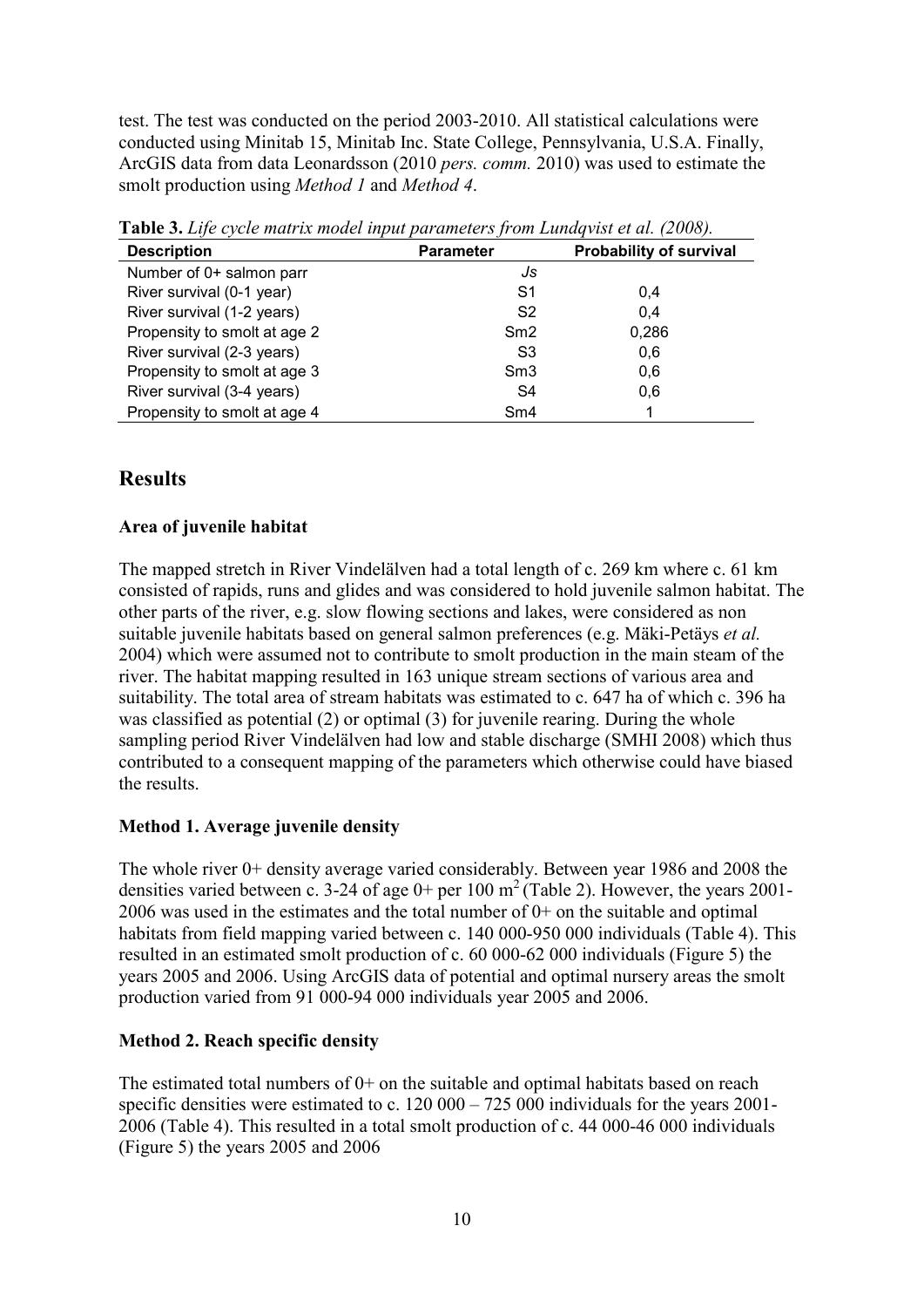test. The test was conducted on the period 2003-2010. All statistical calculations were conducted using Minitab 15, Minitab Inc. State College, Pennsylvania, U.S.A. Finally, ArcGIS data from data Leonardsson (2010 *pers. comm.* 2010) was used to estimate the smolt production using *Method 1* and *Method 4*.

**Table 3.** *Life cycle matrix model input parameters from Lundqvist et al. (2008).*

| Description | Parameter | Probability of survival |
|---|---|---|
| Number of 0+ salmon parr | *Js* | |
| River survival (0-1 year) | S1 | 0,4 |
| River survival (1-2 years) | S2 | 0,4 |
| Propensity to smolt at age 2 | Sm2 | 0,286 |
| River survival (2-3 years) | S3 | 0,6 |
| Propensity to smolt at age 3 | Sm3 | 0,6 |
| River survival (3-4 years) | S4 | 0,6 |
| Propensity to smolt at age 4 | Sm4 | 1 |

# Results

### Area of juvenile habitat

The mapped stretch in River Vindelälven had a total length of c. 269 km where c. 61 km consisted of rapids, runs and glides and was considered to hold juvenile salmon habitat. The other parts of the river, e.g. slow flowing sections and lakes, were considered as non suitable juvenile habitats based on general salmon preferences (e.g. Mäki-Petäys *et al.* 2004) which were assumed not to contribute to smolt production in the main steam of the river. The habitat mapping resulted in 163 unique stream sections of various area and suitability. The total area of stream habitats was estimated to c. 647 ha of which c. 396 ha was classified as potential (2) or optimal (3) for juvenile rearing. During the whole sampling period River Vindelälven had low and stable discharge (SMHI 2008) which thus contributed to a consequent mapping of the parameters which otherwise could have biased the results.

### Method 1. Average juvenile density

The whole river 0+ density average varied considerably. Between year 1986 and 2008 the densities varied between c. 3-24 of age 0+ per 100 $m^2$ (Table 2). However, the years 2001-2006 was used in the estimates and the total number of 0+ on the suitable and optimal habitats from field mapping varied between c. 140 000-950 000 individuals (Table 4). This resulted in an estimated smolt production of c. 60 000-62 000 individuals (Figure 5) the years 2005 and 2006. Using ArcGIS data of potential and optimal nursery areas the smolt production varied from 91 000-94 000 individuals year 2005 and 2006.

### Method 2. Reach specific density

The estimated total numbers of 0+ on the suitable and optimal habitats based on reach specific densities were estimated to c. 120 000 – 725 000 individuals for the years 2001-2006 (Table 4). This resulted in a total smolt production of c. 44 000-46 000 individuals (Figure 5) the years 2005 and 2006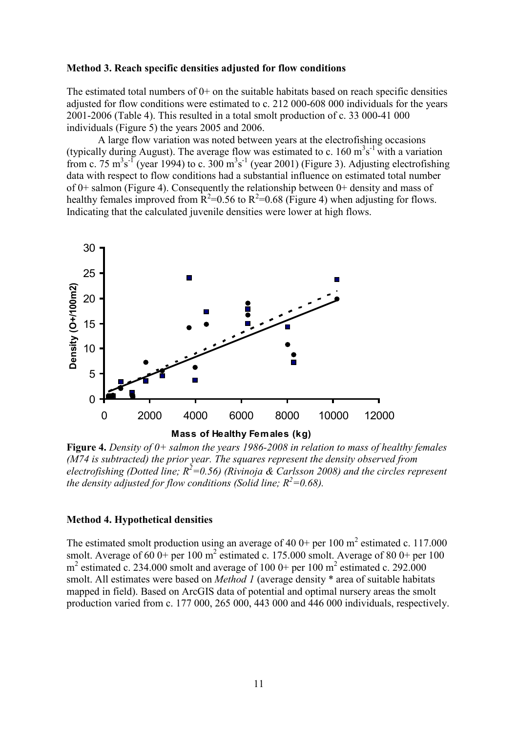**Method 3. Reach specific densities adjusted for flow conditions**

The estimated total numbers of 0+ on the suitable habitats based on reach specific densities adjusted for flow conditions were estimated to c. 212 000-608 000 individuals for the years 2001-2006 (Table 4). This resulted in a total smolt production of c. 33 000-41 000 individuals (Figure 5) the years 2005 and 2006.

A large flow variation was noted between years at the electrofishing occasions (typically during August). The average flow was estimated to c. 160 $m^3s^{-1}$ with a variation from c. 75 $m^3s^{-1}$ (year 1994) to c. 300 $m^3s^{-1}$ (year 2001) (Figure 3). Adjusting electrofishing data with respect to flow conditions had a substantial influence on estimated total number of 0+ salmon (Figure 4). Consequently the relationship between 0+ density and mass of healthy females improved from $R^2$=0.56 to $R^2$=0.68 (Figure 4) when adjusting for flows. Indicating that the calculated juvenile densities were lower at high flows.

**Figure 4.** *Density of 0+ salmon the years 1986-2008 in relation to mass of healthy females (M74 is subtracted) the prior year. The squares represent the density observed from electrofishing (Dotted line; $R^2$=0.56) (Rivinoja & Carlsson 2008) and the circles represent the density adjusted for flow conditions (Solid line; $R^2$=0.68).*

**Method 4. Hypothetical densities**

The estimated smolt production using an average of 40 0+ per 100 $m^2$ estimated c. 117.000 smolt. Average of 60 0+ per 100 $m^2$ estimated c. 175.000 smolt. Average of 80 0+ per 100 $m^2$ estimated c. 234.000 smolt and average of 100 0+ per 100 $m^2$ estimated c. 292.000 smolt. All estimates were based on *Method 1* (average density * area of suitable habitats mapped in field). Based on ArcGIS data of potential and optimal nursery areas the smolt production varied from c. 177 000, 265 000, 443 000 and 446 000 individuals, respectively.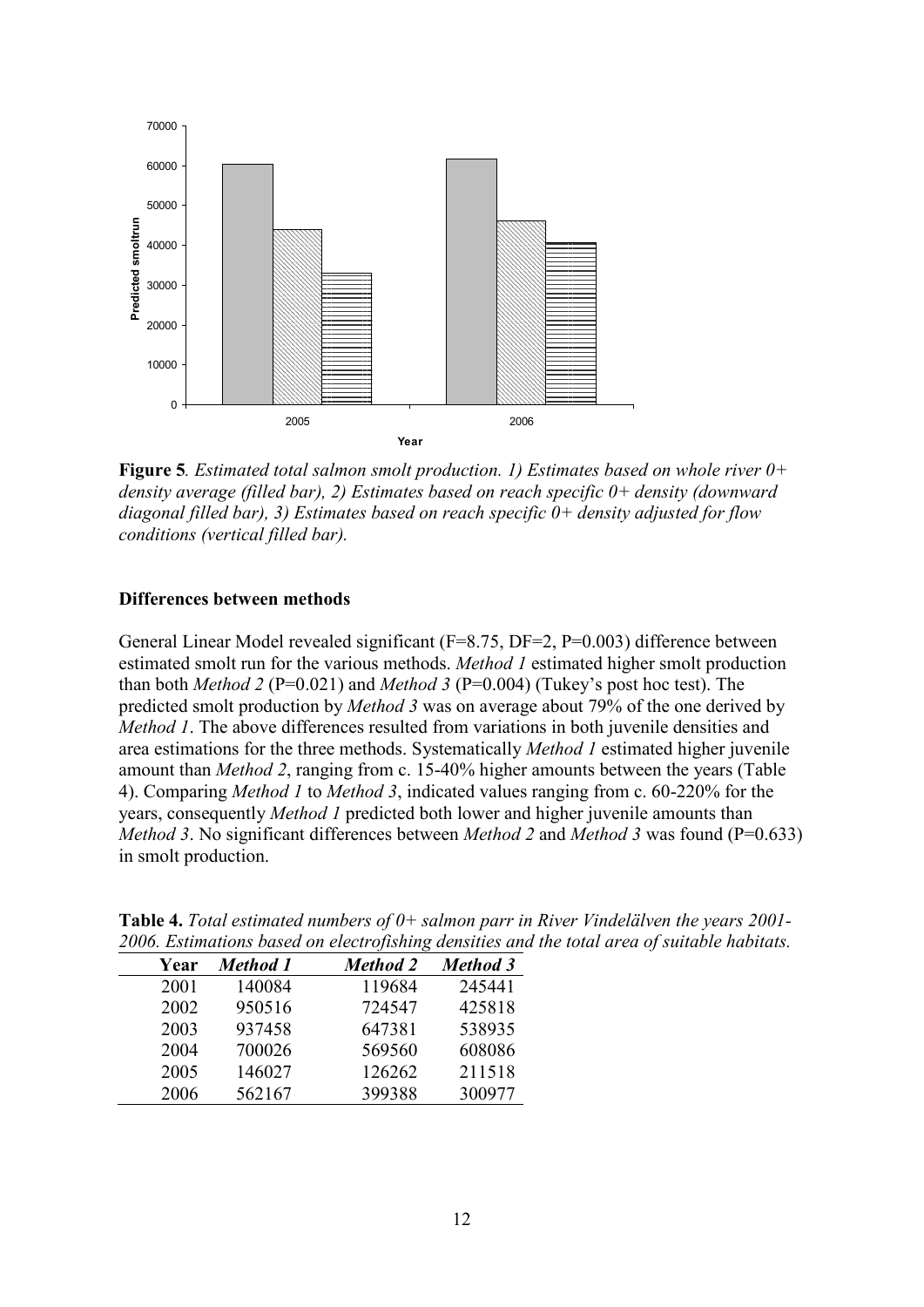**Figure 5**. *Estimated total salmon smolt production. 1) Estimates based on whole river 0+ density average (filled bar), 2) Estimates based on reach specific 0+ density (downward diagonal filled bar), 3) Estimates based on reach specific 0+ density adjusted for flow conditions (vertical filled bar).*

### Differences between methods

General Linear Model revealed significant (F=8.75, DF=2, P=0.003) difference between estimated smolt run for the various methods. *Method 1* estimated higher smolt production than both *Method 2* (P=0.021) and *Method 3* (P=0.004) (Tukey's post hoc test). The predicted smolt production by *Method 3* was on average about 79% of the one derived by *Method 1*. The above differences resulted from variations in both juvenile densities and area estimations for the three methods. Systematically *Method 1* estimated higher juvenile amount than *Method 2*, ranging from c. 15-40% higher amounts between the years (Table 4). Comparing *Method 1* to *Method 3*, indicated values ranging from c. 60-220% for the years, consequently *Method 1* predicted both lower and higher juvenile amounts than *Method 3*. No significant differences between *Method 2* and *Method 3* was found (P=0.633) in smolt production.

**Table 4.** *Total estimated numbers of 0+ salmon parr in River Vindelälven the years 2001-2006. Estimations based on electrofishing densities and the total area of suitable habitats.*

| Year | *Method 1* | *Method 2* | *Method 3* |
|---|---|---|---|
| 2001 | 140084 | 119684 | 245441 |
| 2002 | 950516 | 724547 | 425818 |
| 2003 | 937458 | 647381 | 538935 |
| 2004 | 700026 | 569560 | 608086 |
| 2005 | 146027 | 126262 | 211518 |
| 2006 | 562167 | 399388 | 300977 |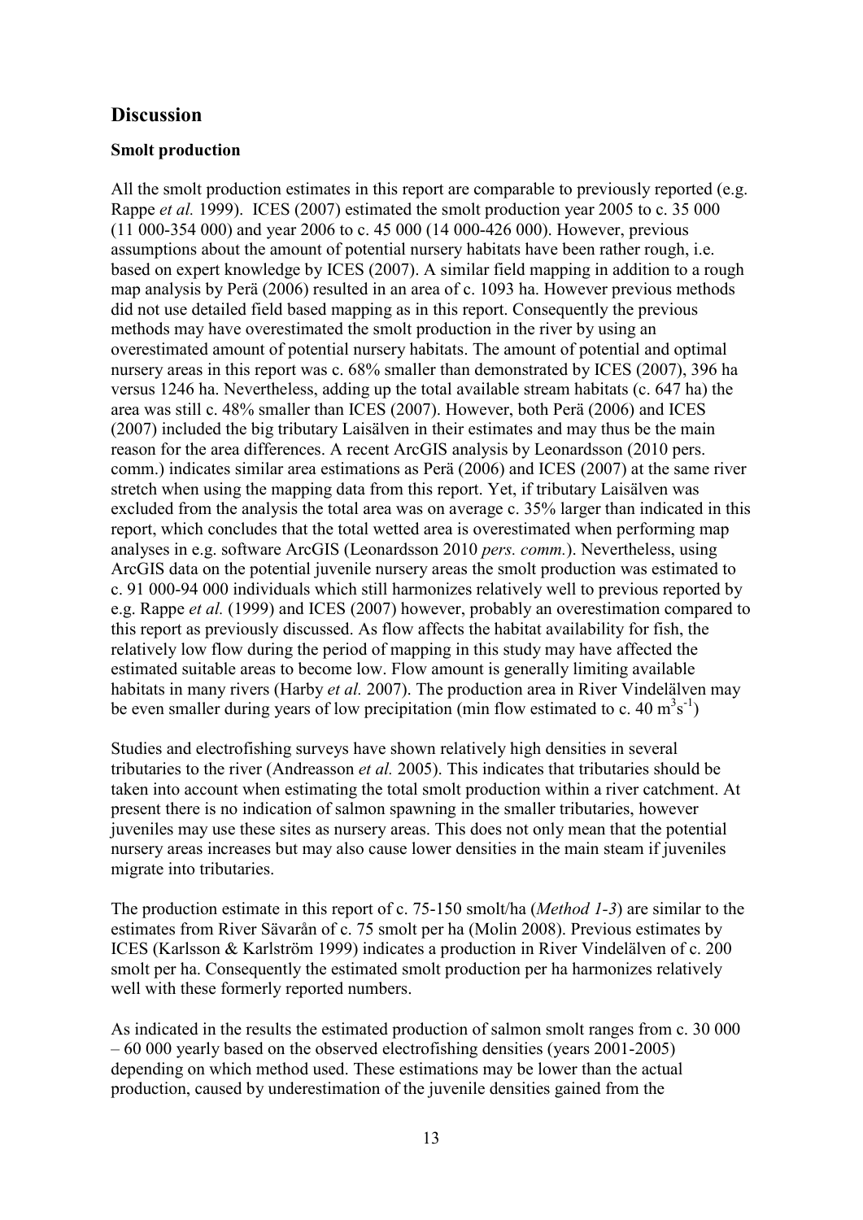## Discussion

### Smolt production

All the smolt production estimates in this report are comparable to previously reported (e.g. Rappe *et al.* 1999). ICES (2007) estimated the smolt production year 2005 to c. 35 000 (11 000-354 000) and year 2006 to c. 45 000 (14 000-426 000). However, previous assumptions about the amount of potential nursery habitats have been rather rough, i.e. based on expert knowledge by ICES (2007). A similar field mapping in addition to a rough map analysis by Perä (2006) resulted in an area of c. 1093 ha. However previous methods did not use detailed field based mapping as in this report. Consequently the previous methods may have overestimated the smolt production in the river by using an overestimated amount of potential nursery habitats. The amount of potential and optimal nursery areas in this report was c. 68% smaller than demonstrated by ICES (2007), 396 ha versus 1246 ha. Nevertheless, adding up the total available stream habitats (c. 647 ha) the area was still c. 48% smaller than ICES (2007). However, both Perä (2006) and ICES (2007) included the big tributary Laisälven in their estimates and may thus be the main reason for the area differences. A recent ArcGIS analysis by Leonardsson (2010 pers. comm.) indicates similar area estimations as Perä (2006) and ICES (2007) at the same river stretch when using the mapping data from this report. Yet, if tributary Laisälven was excluded from the analysis the total area was on average c. 35% larger than indicated in this report, which concludes that the total wetted area is overestimated when performing map analyses in e.g. software ArcGIS (Leonardsson 2010 *pers. comm.*). Nevertheless, using ArcGIS data on the potential juvenile nursery areas the smolt production was estimated to c. 91 000-94 000 individuals which still harmonizes relatively well to previous reported by e.g. Rappe *et al.* (1999) and ICES (2007) however, probably an overestimation compared to this report as previously discussed. As flow affects the habitat availability for fish, the relatively low flow during the period of mapping in this study may have affected the estimated suitable areas to become low. Flow amount is generally limiting available habitats in many rivers (Harby *et al.* 2007). The production area in River Vindelälven may be even smaller during years of low precipitation (min flow estimated to c. 40 $m^3s^{-1}$)

Studies and electrofishing surveys have shown relatively high densities in several tributaries to the river (Andreasson *et al.* 2005). This indicates that tributaries should be taken into account when estimating the total smolt production within a river catchment. At present there is no indication of salmon spawning in the smaller tributaries, however juveniles may use these sites as nursery areas. This does not only mean that the potential nursery areas increases but may also cause lower densities in the main steam if juveniles migrate into tributaries.

The production estimate in this report of c. 75-150 smolt/ha (*Method 1-3*) are similar to the estimates from River Sävarån of c. 75 smolt per ha (Molin 2008). Previous estimates by ICES (Karlsson & Karlström 1999) indicates a production in River Vindelälven of c. 200 smolt per ha. Consequently the estimated smolt production per ha harmonizes relatively well with these formerly reported numbers.

As indicated in the results the estimated production of salmon smolt ranges from c. 30 000 – 60 000 yearly based on the observed electrofishing densities (years 2001-2005) depending on which method used. These estimations may be lower than the actual production, caused by underestimation of the juvenile densities gained from the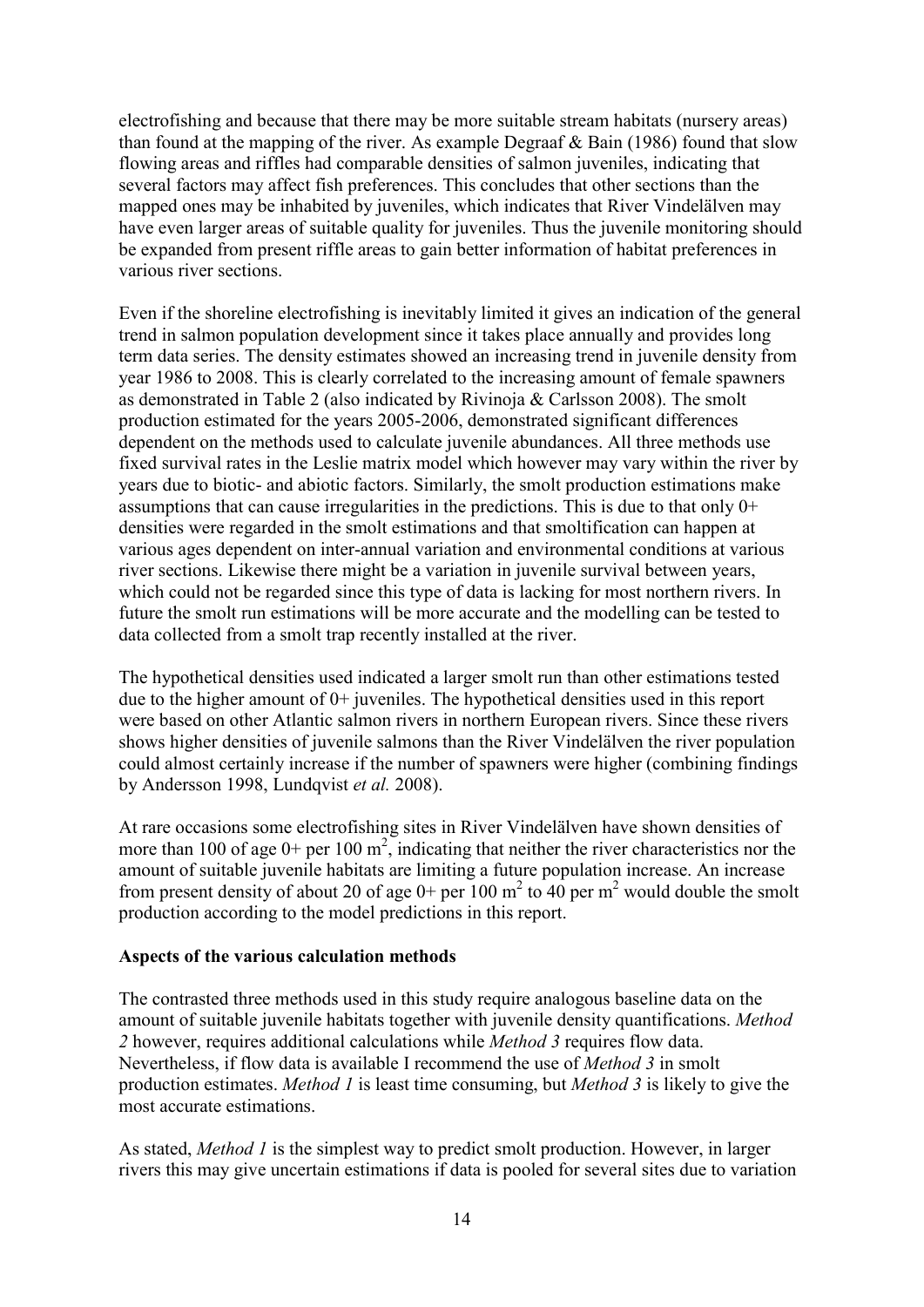electrofishing and because that there may be more suitable stream habitats (nursery areas) than found at the mapping of the river. As example Degraaf & Bain (1986) found that slow flowing areas and riffles had comparable densities of salmon juveniles, indicating that several factors may affect fish preferences. This concludes that other sections than the mapped ones may be inhabited by juveniles, which indicates that River Vindelälven may have even larger areas of suitable quality for juveniles. Thus the juvenile monitoring should be expanded from present riffle areas to gain better information of habitat preferences in various river sections.

Even if the shoreline electrofishing is inevitably limited it gives an indication of the general trend in salmon population development since it takes place annually and provides long term data series. The density estimates showed an increasing trend in juvenile density from year 1986 to 2008. This is clearly correlated to the increasing amount of female spawners as demonstrated in Table 2 (also indicated by Rivinoja & Carlsson 2008). The smolt production estimated for the years 2005-2006, demonstrated significant differences dependent on the methods used to calculate juvenile abundances. All three methods use fixed survival rates in the Leslie matrix model which however may vary within the river by years due to biotic- and abiotic factors. Similarly, the smolt production estimations make assumptions that can cause irregularities in the predictions. This is due to that only 0+ densities were regarded in the smolt estimations and that smoltification can happen at various ages dependent on inter-annual variation and environmental conditions at various river sections. Likewise there might be a variation in juvenile survival between years, which could not be regarded since this type of data is lacking for most northern rivers. In future the smolt run estimations will be more accurate and the modelling can be tested to data collected from a smolt trap recently installed at the river.

The hypothetical densities used indicated a larger smolt run than other estimations tested due to the higher amount of 0+ juveniles. The hypothetical densities used in this report were based on other Atlantic salmon rivers in northern European rivers. Since these rivers shows higher densities of juvenile salmons than the River Vindelälven the river population could almost certainly increase if the number of spawners were higher (combining findings by Andersson 1998, Lundqvist *et al.* 2008).

At rare occasions some electrofishing sites in River Vindelälven have shown densities of more than 100 of age 0+ per 100 $m^2$, indicating that neither the river characteristics nor the amount of suitable juvenile habitats are limiting a future population increase. An increase from present density of about 20 of age 0+ per 100 $m^2$ to 40 per $m^2$ would double the smolt production according to the model predictions in this report.

**Aspects of the various calculation methods**

The contrasted three methods used in this study require analogous baseline data on the amount of suitable juvenile habitats together with juvenile density quantifications. *Method 2* however, requires additional calculations while *Method 3* requires flow data. Nevertheless, if flow data is available I recommend the use of *Method 3* in smolt production estimates. *Method 1* is least time consuming, but *Method 3* is likely to give the most accurate estimations.

As stated, *Method 1* is the simplest way to predict smolt production. However, in larger rivers this may give uncertain estimations if data is pooled for several sites due to variation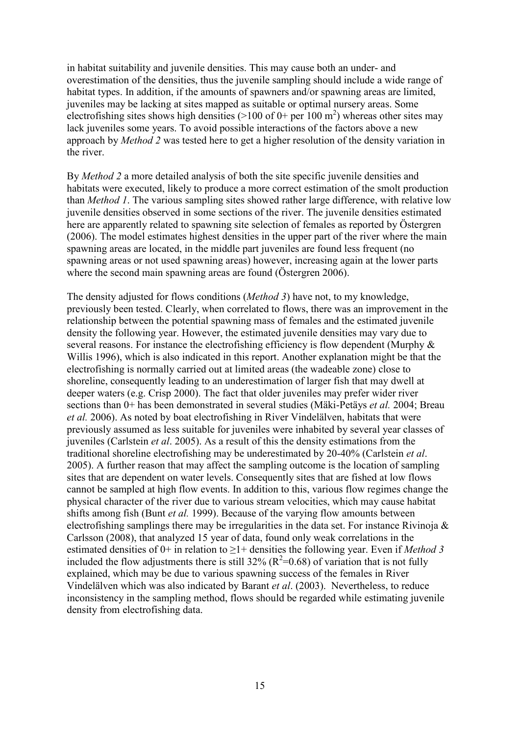in habitat suitability and juvenile densities. This may cause both an under- and overestimation of the densities, thus the juvenile sampling should include a wide range of habitat types. In addition, if the amounts of spawners and/or spawning areas are limited, juveniles may be lacking at sites mapped as suitable or optimal nursery areas. Some electrofishing sites shows high densities (>100 of 0+ per 100 $m^2$) whereas other sites may lack juveniles some years. To avoid possible interactions of the factors above a new approach by *Method 2* was tested here to get a higher resolution of the density variation in the river.

By *Method 2* a more detailed analysis of both the site specific juvenile densities and habitats were executed, likely to produce a more correct estimation of the smolt production than *Method 1*. The various sampling sites showed rather large difference, with relative low juvenile densities observed in some sections of the river. The juvenile densities estimated here are apparently related to spawning site selection of females as reported by Östergren (2006). The model estimates highest densities in the upper part of the river where the main spawning areas are located, in the middle part juveniles are found less frequent (no spawning areas or not used spawning areas) however, increasing again at the lower parts where the second main spawning areas are found (Östergren 2006).

The density adjusted for flows conditions (*Method 3*) have not, to my knowledge, previously been tested. Clearly, when correlated to flows, there was an improvement in the relationship between the potential spawning mass of females and the estimated juvenile density the following year. However, the estimated juvenile densities may vary due to several reasons. For instance the electrofishing efficiency is flow dependent (Murphy & Willis 1996), which is also indicated in this report. Another explanation might be that the electrofishing is normally carried out at limited areas (the wadeable zone) close to shoreline, consequently leading to an underestimation of larger fish that may dwell at deeper waters (e.g. Crisp 2000). The fact that older juveniles may prefer wider river sections than 0+ has been demonstrated in several studies (Mäki-Petäys *et al.* 2004; Breau *et al.* 2006). As noted by boat electrofishing in River Vindelälven, habitats that were previously assumed as less suitable for juveniles were inhabited by several year classes of juveniles (Carlstein *et al*. 2005). As a result of this the density estimations from the traditional shoreline electrofishing may be underestimated by 20-40% (Carlstein *et al*. 2005). A further reason that may affect the sampling outcome is the location of sampling sites that are dependent on water levels. Consequently sites that are fished at low flows cannot be sampled at high flow events. In addition to this, various flow regimes change the physical character of the river due to various stream velocities, which may cause habitat shifts among fish (Bunt *et al.* 1999). Because of the varying flow amounts between electrofishing samplings there may be irregularities in the data set. For instance Rivinoja & Carlsson (2008), that analyzed 15 year of data, found only weak correlations in the estimated densities of 0+ in relation to ≥1+ densities the following year. Even if *Method 3* included the flow adjustments there is still 32% ($R^2$=0.68) of variation that is not fully explained, which may be due to various spawning success of the females in River Vindelälven which was also indicated by Barant *et al*. (2003). Nevertheless, to reduce inconsistency in the sampling method, flows should be regarded while estimating juvenile density from electrofishing data.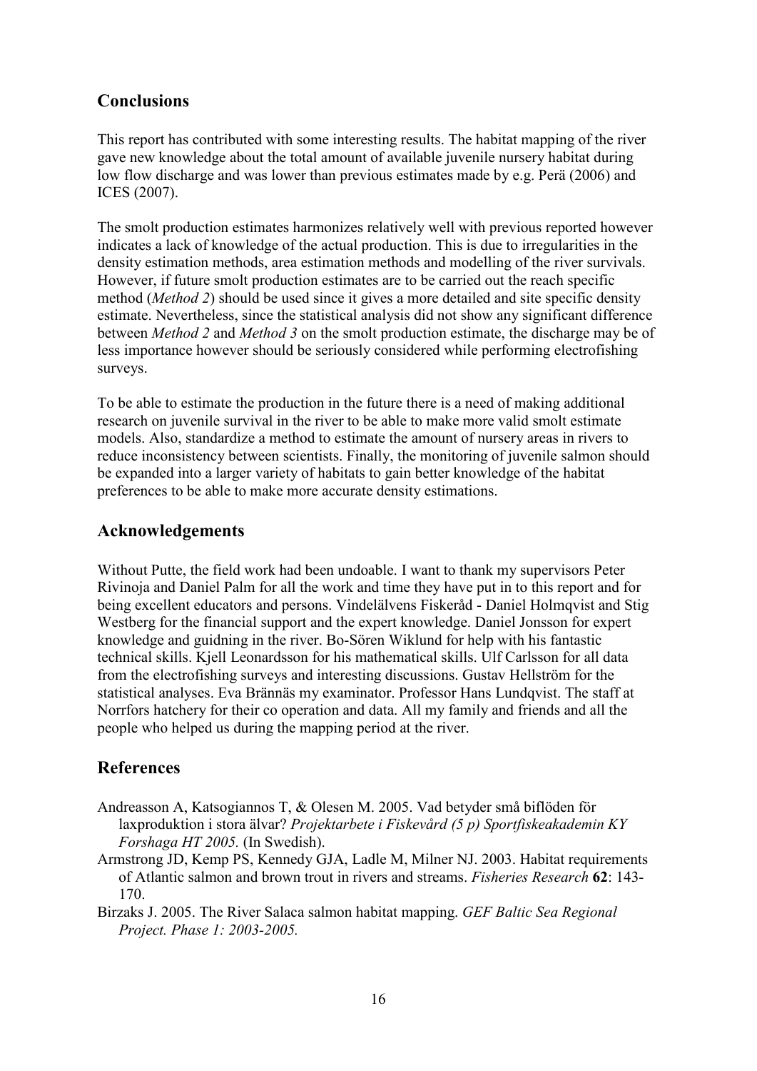## Conclusions

This report has contributed with some interesting results. The habitat mapping of the river gave new knowledge about the total amount of available juvenile nursery habitat during low flow discharge and was lower than previous estimates made by e.g. Perä (2006) and ICES (2007).

The smolt production estimates harmonizes relatively well with previous reported however indicates a lack of knowledge of the actual production. This is due to irregularities in the density estimation methods, area estimation methods and modelling of the river survivals. However, if future smolt production estimates are to be carried out the reach specific method (*Method 2*) should be used since it gives a more detailed and site specific density estimate. Nevertheless, since the statistical analysis did not show any significant difference between *Method 2* and *Method 3* on the smolt production estimate, the discharge may be of less importance however should be seriously considered while performing electrofishing surveys.

To be able to estimate the production in the future there is a need of making additional research on juvenile survival in the river to be able to make more valid smolt estimate models. Also, standardize a method to estimate the amount of nursery areas in rivers to reduce inconsistency between scientists. Finally, the monitoring of juvenile salmon should be expanded into a larger variety of habitats to gain better knowledge of the habitat preferences to be able to make more accurate density estimations.

## Acknowledgements

Without Putte, the field work had been undoable. I want to thank my supervisors Peter Rivinoja and Daniel Palm for all the work and time they have put in to this report and for being excellent educators and persons. Vindelälvens Fiskeråd - Daniel Holmqvist and Stig Westberg for the financial support and the expert knowledge. Daniel Jonsson for expert knowledge and guidning in the river. Bo-Sören Wiklund for help with his fantastic technical skills. Kjell Leonardsson for his mathematical skills. Ulf Carlsson for all data from the electrofishing surveys and interesting discussions. Gustav Hellström for the statistical analyses. Eva Brännäs my examinator. Professor Hans Lundqvist. The staff at Norrfors hatchery for their co operation and data. All my family and friends and all the people who helped us during the mapping period at the river.

## References

Andreasson A, Katsogiannos T, & Olesen M. 2005. Vad betyder små biflöden för laxproduktion i stora älvar? *Projektarbete i Fiskevård (5 p) Sportfiskeakademin KY Forshaga HT 2005.* (In Swedish).

Armstrong JD, Kemp PS, Kennedy GJA, Ladle M, Milner NJ. 2003. Habitat requirements of Atlantic salmon and brown trout in rivers and streams. *Fisheries Research* **62**: 143-170.

Birzaks J. 2005. The River Salaca salmon habitat mapping. *GEF Baltic Sea Regional Project. Phase 1: 2003-2005.*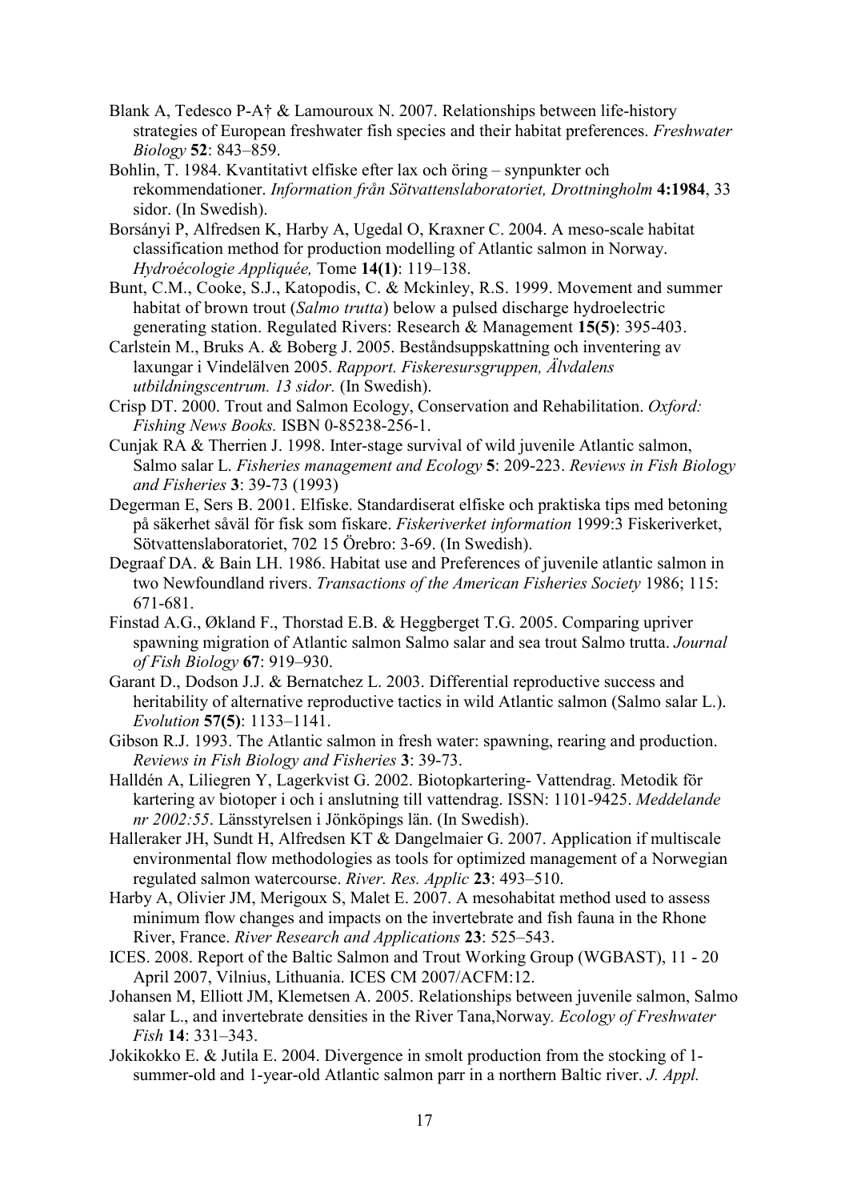Blank A, Tedesco P-A† & Lamouroux N. 2007. Relationships between life-history strategies of European freshwater fish species and their habitat preferences. *Freshwater Biology* **52**: 843–859.

Bohlin, T. 1984. Kvantitativt elfiske efter lax och öring – synpunkter och rekommendationer. *Information från Sötvattenslaboratoriet, Drottningholm* **4:1984**, 33 sidor. (In Swedish).

Borsányi P, Alfredsen K, Harby A, Ugedal O, Kraxner C. 2004. A meso-scale habitat classification method for production modelling of Atlantic salmon in Norway. *Hydroécologie Appliquée,* Tome **14(1)**: 119–138.

Bunt, C.M., Cooke, S.J., Katopodis, C. & Mckinley, R.S. 1999. Movement and summer habitat of brown trout (*Salmo trutta*) below a pulsed discharge hydroelectric generating station. Regulated Rivers: Research & Management **15(5)**: 395-403.

Carlstein M., Bruks A. & Boberg J. 2005. Beståndsuppskattning och inventering av laxungar i Vindelälven 2005. *Rapport. Fiskeresursgruppen, Älvdalens utbildningscentrum. 13 sidor.* (In Swedish).

Crisp DT. 2000. Trout and Salmon Ecology, Conservation and Rehabilitation. *Oxford: Fishing News Books.* ISBN 0-85238-256-1.

Cunjak RA & Therrien J. 1998. Inter-stage survival of wild juvenile Atlantic salmon, Salmo salar L. *Fisheries management and Ecology* **5**: 209-223. *Reviews in Fish Biology and Fisheries* **3**: 39-73 (1993)

Degerman E, Sers B. 2001. Elfiske. Standardiserat elfiske och praktiska tips med betoning på säkerhet såväl för fisk som fiskare. *Fiskeriverket information* 1999:3 Fiskeriverket, Sötvattenslaboratoriet, 702 15 Örebro: 3-69. (In Swedish).

Degraaf DA. & Bain LH. 1986. Habitat use and Preferences of juvenile atlantic salmon in two Newfoundland rivers. *Transactions of the American Fisheries Society* 1986; 115: 671-681.

Finstad A.G., Økland F., Thorstad E.B. & Heggberget T.G. 2005. Comparing upriver spawning migration of Atlantic salmon Salmo salar and sea trout Salmo trutta. *Journal of Fish Biology* **67**: 919–930.

Garant D., Dodson J.J. & Bernatchez L. 2003. Differential reproductive success and heritability of alternative reproductive tactics in wild Atlantic salmon (Salmo salar L.). *Evolution* **57(5)**: 1133–1141.

Gibson R.J. 1993. The Atlantic salmon in fresh water: spawning, rearing and production. *Reviews in Fish Biology and Fisheries* **3**: 39-73.

Halldén A, Liliegren Y, Lagerkvist G. 2002. Biotopkartering- Vattendrag. Metodik för kartering av biotoper i och i anslutning till vattendrag. ISSN: 1101-9425. *Meddelande nr 2002:55*. Länsstyrelsen i Jönköpings län. (In Swedish).

Halleraker JH, Sundt H, Alfredsen KT & Dangelmaier G. 2007. Application if multiscale environmental flow methodologies as tools for optimized management of a Norwegian regulated salmon watercourse. *River. Res. Applic* **23**: 493–510.

Harby A, Olivier JM, Merigoux S, Malet E. 2007. A mesohabitat method used to assess minimum flow changes and impacts on the invertebrate and fish fauna in the Rhone River, France. *River Research and Applications* **23**: 525–543.

ICES. 2008. Report of the Baltic Salmon and Trout Working Group (WGBAST), 11 - 20 April 2007, Vilnius, Lithuania. ICES CM 2007/ACFM:12.

Johansen M, Elliott JM, Klemetsen A. 2005. Relationships between juvenile salmon, Salmo salar L., and invertebrate densities in the River Tana,Norway. *Ecology of Freshwater Fish* **14**: 331–343.

Jokikokko E. & Jutila E. 2004. Divergence in smolt production from the stocking of 1-summer-old and 1-year-old Atlantic salmon parr in a northern Baltic river. *J. Appl.*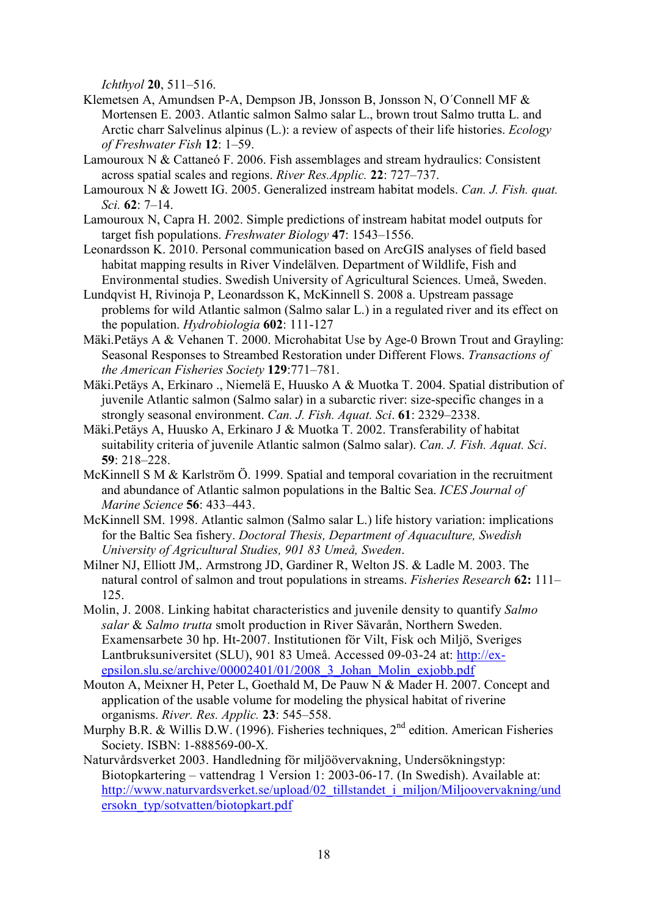*Ichthyol* **20**, 511–516.

Klemetsen A, Amundsen P-A, Dempson JB, Jonsson B, Jonsson N, O´Connell MF & Mortensen E. 2003. Atlantic salmon Salmo salar L., brown trout Salmo trutta L. and Arctic charr Salvelinus alpinus (L.): a review of aspects of their life histories. *Ecology of Freshwater Fish* **12**: 1–59.

Lamouroux N & Cattaneó F. 2006. Fish assemblages and stream hydraulics: Consistent across spatial scales and regions. *River Res.Applic.* **22**: 727–737.

Lamouroux N & Jowett IG. 2005. Generalized instream habitat models. *Can. J. Fish. quat. Sci.* **62**: 7–14.

Lamouroux N, Capra H. 2002. Simple predictions of instream habitat model outputs for target fish populations. *Freshwater Biology* **47**: 1543–1556.

Leonardsson K. 2010. Personal communication based on ArcGIS analyses of field based habitat mapping results in River Vindelälven. Department of Wildlife, Fish and Environmental studies. Swedish University of Agricultural Sciences. Umeå, Sweden.

Lundqvist H, Rivinoja P, Leonardsson K, McKinnell S. 2008 a. Upstream passage problems for wild Atlantic salmon (Salmo salar L.) in a regulated river and its effect on the population. *Hydrobiologia* **602**: 111-127

Mäki.Petäys A & Vehanen T. 2000. Microhabitat Use by Age-0 Brown Trout and Grayling: Seasonal Responses to Streambed Restoration under Different Flows. *Transactions of the American Fisheries Society* **129**:771–781.

Mäki.Petäys A, Erkinaro ., Niemelä E, Huusko A & Muotka T. 2004. Spatial distribution of juvenile Atlantic salmon (Salmo salar) in a subarctic river: size-specific changes in a strongly seasonal environment. *Can. J. Fish. Aquat. Sci*. **61**: 2329–2338.

Mäki.Petäys A, Huusko A, Erkinaro J & Muotka T. 2002. Transferability of habitat suitability criteria of juvenile Atlantic salmon (Salmo salar). *Can. J. Fish. Aquat. Sci*. **59**: 218–228.

McKinnell S M & Karlström Ö. 1999. Spatial and temporal covariation in the recruitment and abundance of Atlantic salmon populations in the Baltic Sea. *ICES Journal of Marine Science* **56**: 433–443.

McKinnell SM. 1998. Atlantic salmon (Salmo salar L.) life history variation: implications for the Baltic Sea fishery. *Doctoral Thesis, Department of Aquaculture, Swedish University of Agricultural Studies, 901 83 Umeå, Sweden*.

Milner NJ, Elliott JM,. Armstrong JD, Gardiner R, Welton JS. & Ladle M. 2003. The natural control of salmon and trout populations in streams. *Fisheries Research* **62:** 111–125.

Molin, J. 2008. Linking habitat characteristics and juvenile density to quantify *Salmo salar* & *Salmo trutta* smolt production in River Sävarån, Northern Sweden. Examensarbete 30 hp. Ht-2007. Institutionen för Vilt, Fisk och Miljö, Sveriges Lantbruksuniversitet (SLU), 901 83 Umeå. Accessed 09-03-24 at: http://ex-epsilon.slu.se/archive/00002401/01/2008_3_Johan_Molin_exjobb.pdf

Mouton A, Meixner H, Peter L, Goethald M, De Pauw N & Mader H. 2007. Concept and application of the usable volume for modeling the physical habitat of riverine organisms. *River. Res. Applic.* **23**: 545–558.

Murphy B.R. & Willis D.W. (1996). Fisheries techniques, 2nd edition. American Fisheries Society. ISBN: 1-888569-00-X.

Naturvårdsverket 2003. Handledning för miljöövervakning, Undersökningstyp: Biotopkartering – vattendrag 1 Version 1: 2003-06-17. (In Swedish). Available at: http://www.naturvardsverket.se/upload/02_tillstandet_i_miljon/Miljoovervakning/undersokn_typ/sotvatten/biotopkart.pdf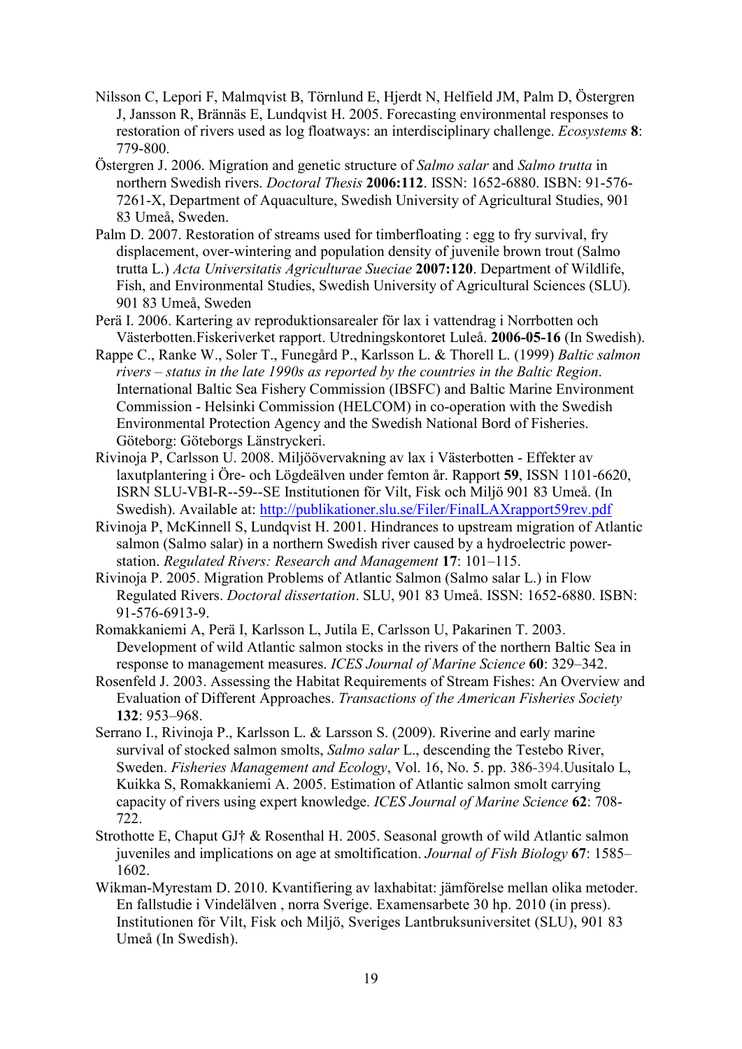Nilsson C, Lepori F, Malmqvist B, Törnlund E, Hjerdt N, Helfield JM, Palm D, Östergren J, Jansson R, Brännäs E, Lundqvist H. 2005. Forecasting environmental responses to restoration of rivers used as log floatways: an interdisciplinary challenge. *Ecosystems* **8**: 779-800.

Östergren J. 2006. Migration and genetic structure of *Salmo salar* and *Salmo trutta* in northern Swedish rivers. *Doctoral Thesis* **2006:112**. ISSN: 1652-6880. ISBN: 91-576-7261-X, Department of Aquaculture, Swedish University of Agricultural Studies, 901 83 Umeå, Sweden.

Palm D. 2007. Restoration of streams used for timberfloating : egg to fry survival, fry displacement, over-wintering and population density of juvenile brown trout (Salmo trutta L.) *Acta Universitatis Agriculturae Sueciae* **2007:120**. Department of Wildlife, Fish, and Environmental Studies, Swedish University of Agricultural Sciences (SLU). 901 83 Umeå, Sweden

Perä I. 2006. Kartering av reproduktionsarealer för lax i vattendrag i Norrbotten och Västerbotten.Fiskeriverket rapport. Utredningskontoret Luleå. **2006-05-16** (In Swedish).

Rappe C., Ranke W., Soler T., Funegård P., Karlsson L. & Thorell L. (1999) *Baltic salmon rivers – status in the late 1990s as reported by the countries in the Baltic Region*. International Baltic Sea Fishery Commission (IBSFC) and Baltic Marine Environment Commission - Helsinki Commission (HELCOM) in co-operation with the Swedish Environmental Protection Agency and the Swedish National Bord of Fisheries. Göteborg: Göteborgs Länstryckeri.

Rivinoja P, Carlsson U. 2008. Miljöövervakning av lax i Västerbotten - Effekter av laxutplantering i Öre- och Lögdeälven under femton år. Rapport **59**, ISSN 1101-6620, ISRN SLU-VBI-R--59--SE Institutionen för Vilt, Fisk och Miljö 901 83 Umeå. (In Swedish). Available at: http://publikationer.slu.se/Filer/FinalLAXrapport59rev.pdf

Rivinoja P, McKinnell S, Lundqvist H. 2001. Hindrances to upstream migration of Atlantic salmon (Salmo salar) in a northern Swedish river caused by a hydroelectric power-station. *Regulated Rivers: Research and Management* **17**: 101–115.

Rivinoja P. 2005. Migration Problems of Atlantic Salmon (Salmo salar L.) in Flow Regulated Rivers. *Doctoral dissertation*. SLU, 901 83 Umeå. ISSN: 1652-6880. ISBN: 91-576-6913-9.

Romakkaniemi A, Perä I, Karlsson L, Jutila E, Carlsson U, Pakarinen T. 2003. Development of wild Atlantic salmon stocks in the rivers of the northern Baltic Sea in response to management measures. *ICES Journal of Marine Science* **60**: 329–342.

Rosenfeld J. 2003. Assessing the Habitat Requirements of Stream Fishes: An Overview and Evaluation of Different Approaches. *Transactions of the American Fisheries Society* **132**: 953–968.

Serrano I., Rivinoja P., Karlsson L. & Larsson S. (2009). Riverine and early marine survival of stocked salmon smolts, *Salmo salar* L., descending the Testebo River, Sweden. *Fisheries Management and Ecology*, Vol. 16, No. 5. pp. 386-394.Uusitalo L, Kuikka S, Romakkaniemi A. 2005. Estimation of Atlantic salmon smolt carrying capacity of rivers using expert knowledge. *ICES Journal of Marine Science* **62**: 708-722.

Strothotte E, Chaput GJ† & Rosenthal H. 2005. Seasonal growth of wild Atlantic salmon juveniles and implications on age at smoltification. *Journal of Fish Biology* **67**: 1585–1602.

Wikman-Myrestam D. 2010. Kvantifiering av laxhabitat: jämförelse mellan olika metoder. En fallstudie i Vindelälven , norra Sverige. Examensarbete 30 hp. 2010 (in press). Institutionen för Vilt, Fisk och Miljö, Sveriges Lantbruksuniversitet (SLU), 901 83 Umeå (In Swedish).